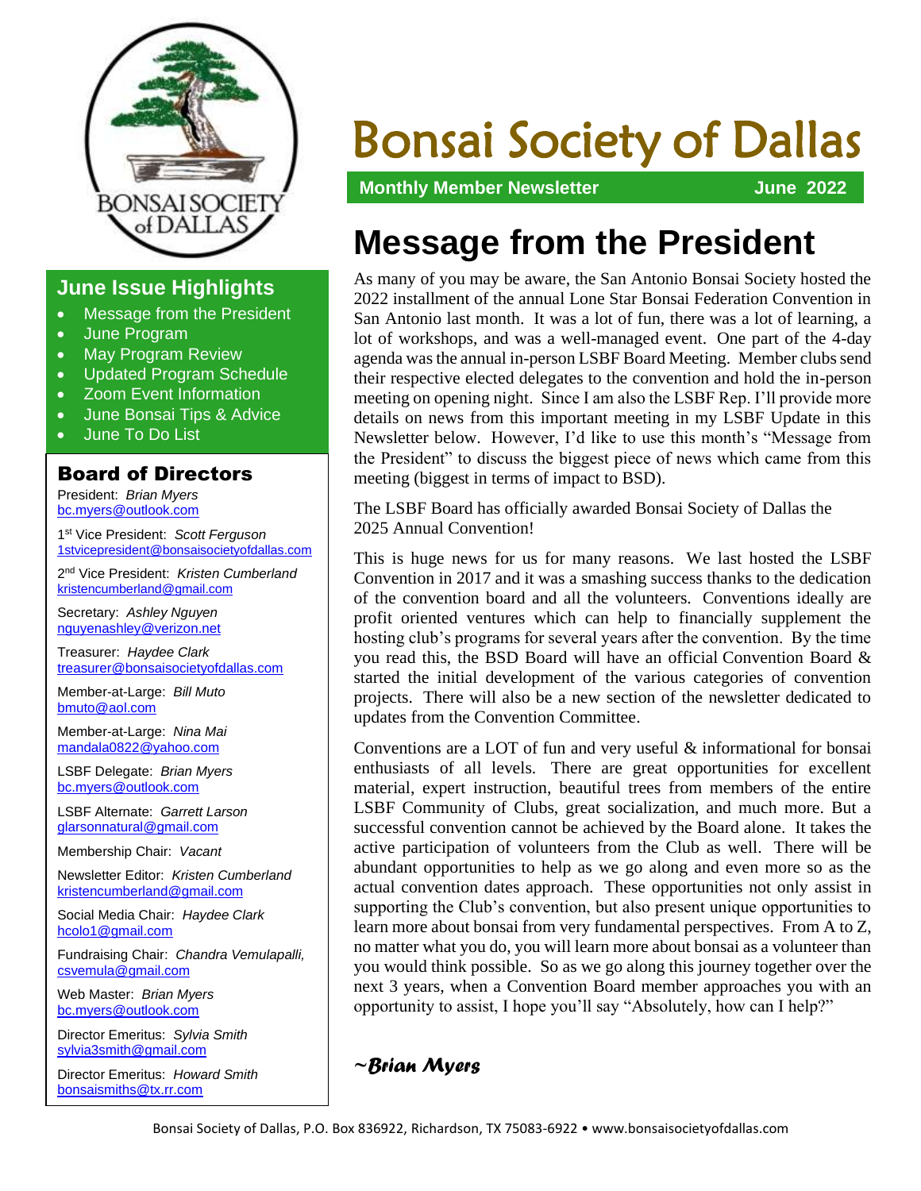# Bonsai Society of Dallas

**Monthly Member Newsletter** **June 2022**

## June Issue Highlights

- Message from the President
- June Program
- May Program Review
- Updated Program Schedule
- Zoom Event Information
- June Bonsai Tips & Advice
- June To Do List

## Board of Directors

President: *Brian Myers*
bc.myers@outlook.com

1st Vice President: *Scott Ferguson*
1stvicepresident@bonsaisocietyofdallas.com

2nd Vice President: *Kristen Cumberland*
kristencumberland@gmail.com

Secretary: *Ashley Nguyen*
nguyenashley@verizon.net

Treasurer: *Haydee Clark*
treasurer@bonsaisocietyofdallas.com

Member-at-Large: *Bill Muto*
bmuto@aol.com

Member-at-Large: *Nina Mai*
mandala0822@yahoo.com

LSBF Delegate: *Brian Myers*
bc.myers@outlook.com

LSBF Alternate: *Garrett Larson*
glarsonnatural@gmail.com

Membership Chair: *Vacant*

Newsletter Editor: *Kristen Cumberland*
kristencumberland@gmail.com

Social Media Chair: *Haydee Clark*
hcolo1@gmail.com

Fundraising Chair: *Chandra Vemulapalli,*
csvemula@gmail.com

Web Master: *Brian Myers*
bc.myers@outlook.com

Director Emeritus: *Sylvia Smith*
sylvia3smith@gmail.com

Director Emeritus: *Howard Smith*
bonsaismiths@tx.rr.com

# Message from the President

As many of you may be aware, the San Antonio Bonsai Society hosted the 2022 installment of the annual Lone Star Bonsai Federation Convention in San Antonio last month. It was a lot of fun, there was a lot of learning, a lot of workshops, and was a well-managed event. One part of the 4-day agenda was the annual in-person LSBF Board Meeting. Member clubs send their respective elected delegates to the convention and hold the in-person meeting on opening night. Since I am also the LSBF Rep. I'll provide more details on news from this important meeting in my LSBF Update in this Newsletter below. However, I'd like to use this month's "Message from the President" to discuss the biggest piece of news which came from this meeting (biggest in terms of impact to BSD).

The LSBF Board has officially awarded Bonsai Society of Dallas the 2025 Annual Convention!

This is huge news for us for many reasons. We last hosted the LSBF Convention in 2017 and it was a smashing success thanks to the dedication of the convention board and all the volunteers. Conventions ideally are profit oriented ventures which can help to financially supplement the hosting club's programs for several years after the convention. By the time you read this, the BSD Board will have an official Convention Board & started the initial development of the various categories of convention projects. There will also be a new section of the newsletter dedicated to updates from the Convention Committee.

Conventions are a LOT of fun and very useful & informational for bonsai enthusiasts of all levels. There are great opportunities for excellent material, expert instruction, beautiful trees from members of the entire LSBF Community of Clubs, great socialization, and much more. But a successful convention cannot be achieved by the Board alone. It takes the active participation of volunteers from the Club as well. There will be abundant opportunities to help as we go along and even more so as the actual convention dates approach. These opportunities not only assist in supporting the Club's convention, but also present unique opportunities to learn more about bonsai from very fundamental perspectives. From A to Z, no matter what you do, you will learn more about bonsai as a volunteer than you would think possible. So as we go along this journey together over the next 3 years, when a Convention Board member approaches you with an opportunity to assist, I hope you'll say "Absolutely, how can I help?"

*~Brian Myers*

Bonsai Society of Dallas, P.O. Box 836922, Richardson, TX 75083-6922 • www.bonsaisocietyofdallas.com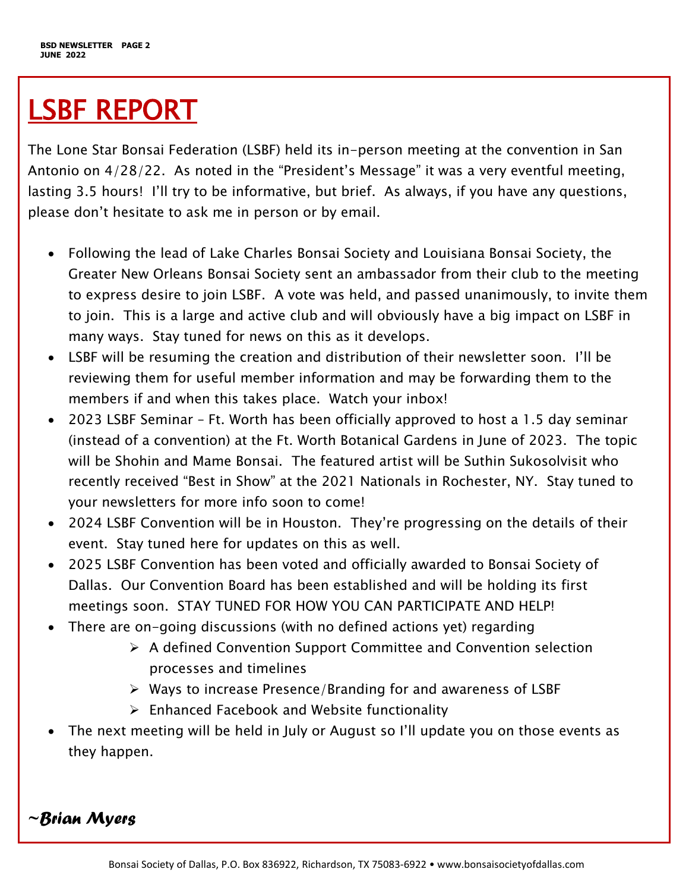# LSBF REPORT

The Lone Star Bonsai Federation (LSBF) held its in-person meeting at the convention in San Antonio on 4/28/22. As noted in the "President's Message" it was a very eventful meeting, lasting 3.5 hours! I'll try to be informative, but brief. As always, if you have any questions, please don't hesitate to ask me in person or by email.

- Following the lead of Lake Charles Bonsai Society and Louisiana Bonsai Society, the Greater New Orleans Bonsai Society sent an ambassador from their club to the meeting to express desire to join LSBF. A vote was held, and passed unanimously, to invite them to join. This is a large and active club and will obviously have a big impact on LSBF in many ways. Stay tuned for news on this as it develops.
- LSBF will be resuming the creation and distribution of their newsletter soon. I'll be reviewing them for useful member information and may be forwarding them to the members if and when this takes place. Watch your inbox!
- 2023 LSBF Seminar – Ft. Worth has been officially approved to host a 1.5 day seminar (instead of a convention) at the Ft. Worth Botanical Gardens in June of 2023. The topic will be Shohin and Mame Bonsai. The featured artist will be Suthin Sukosolvisit who recently received "Best in Show" at the 2021 Nationals in Rochester, NY. Stay tuned to your newsletters for more info soon to come!
- 2024 LSBF Convention will be in Houston. They're progressing on the details of their event. Stay tuned here for updates on this as well.
- 2025 LSBF Convention has been voted and officially awarded to Bonsai Society of Dallas. Our Convention Board has been established and will be holding its first meetings soon. STAY TUNED FOR HOW YOU CAN PARTICIPATE AND HELP!
- There are on-going discussions (with no defined actions yet) regarding
  - A defined Convention Support Committee and Convention selection processes and timelines
  - Ways to increase Presence/Branding for and awareness of LSBF
  - Enhanced Facebook and Website functionality
- The next meeting will be held in July or August so I'll update you on those events as they happen.

***~Brian Myers***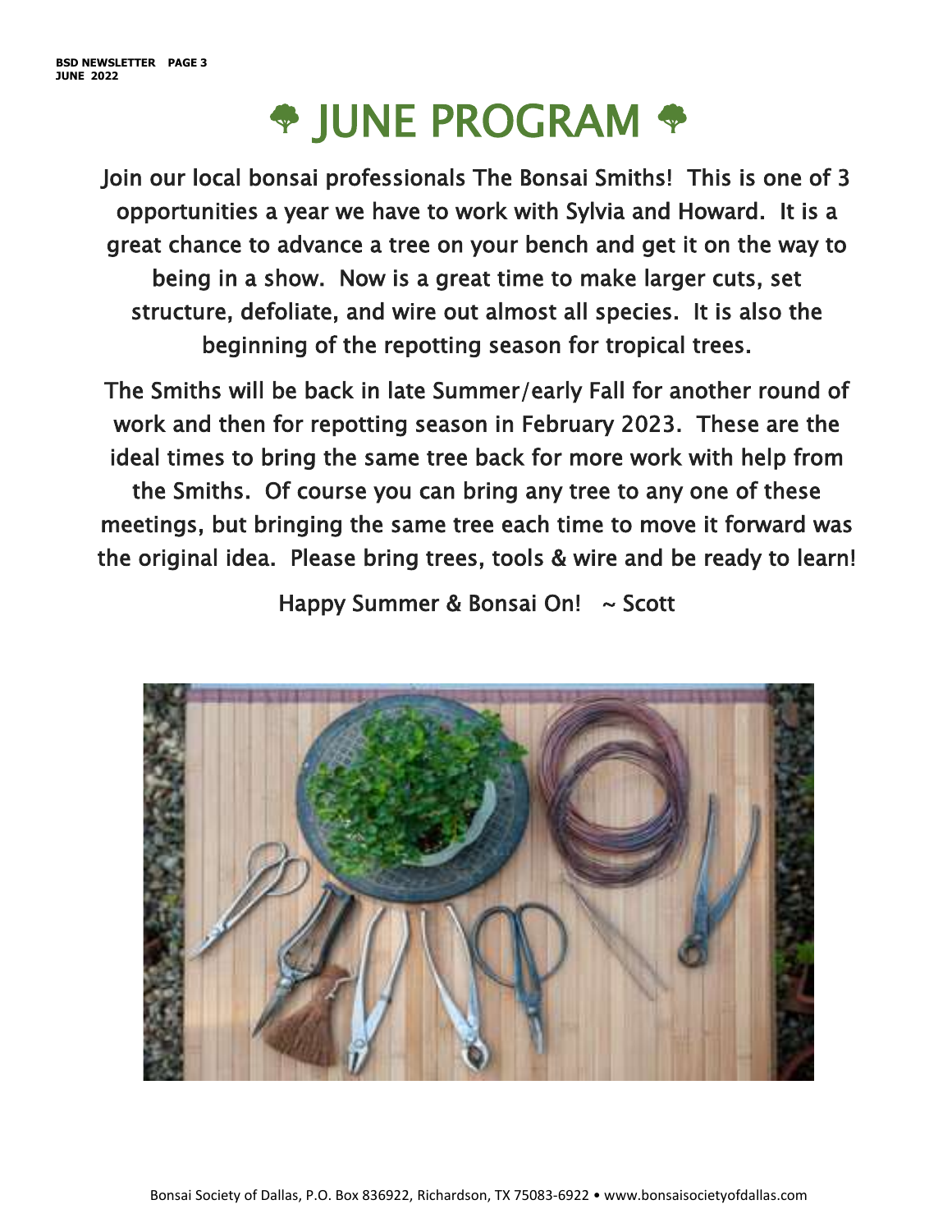# JUNE PROGRAM

Join our local bonsai professionals The Bonsai Smiths! This is one of 3 opportunities a year we have to work with Sylvia and Howard. It is a great chance to advance a tree on your bench and get it on the way to being in a show. Now is a great time to make larger cuts, set structure, defoliate, and wire out almost all species. It is also the beginning of the repotting season for tropical trees.

The Smiths will be back in late Summer/early Fall for another round of work and then for repotting season in February 2023. These are the ideal times to bring the same tree back for more work with help from the Smiths. Of course you can bring any tree to any one of these meetings, but bringing the same tree each time to move it forward was the original idea. Please bring trees, tools & wire and be ready to learn!

Happy Summer & Bonsai On! ~ Scott

Bonsai Society of Dallas, P.O. Box 836922, Richardson, TX 75083-6922 • www.bonsaisocietyofdallas.com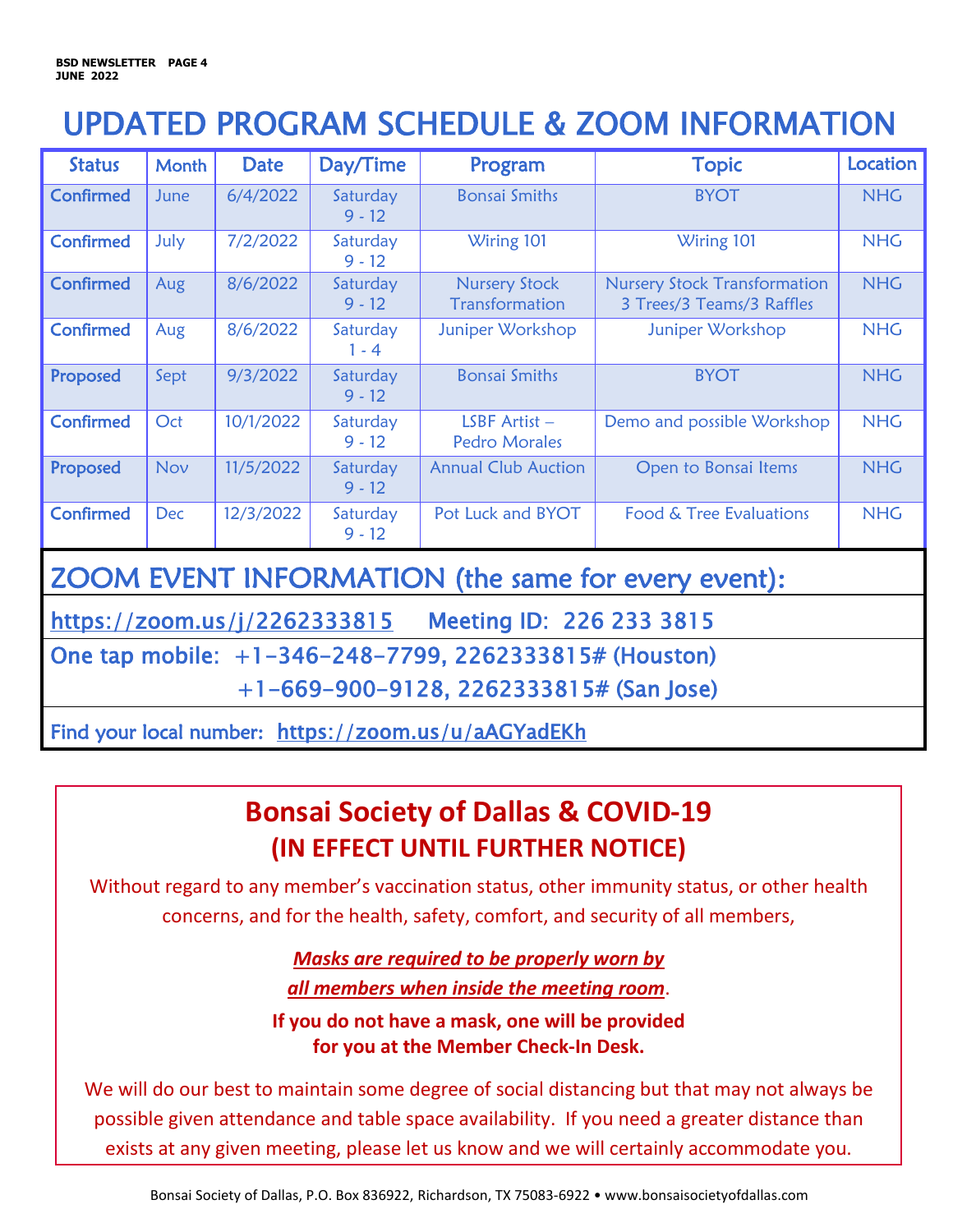# UPDATED PROGRAM SCHEDULE & ZOOM INFORMATION

| Status | Month | Date | Day/Time | Program | Topic | Location |
|---|---|---|---|---|---|---|
| Confirmed | June | 6/4/2022 | Saturday 9 - 12 | Bonsai Smiths | BYOT | NHG |
| Confirmed | July | 7/2/2022 | Saturday 9 - 12 | Wiring 101 | Wiring 101 | NHG |
| Confirmed | Aug | 8/6/2022 | Saturday 9 - 12 | Nursery Stock Transformation | Nursery Stock Transformation 3 Trees/3 Teams/3 Raffles | NHG |
| Confirmed | Aug | 8/6/2022 | Saturday 1 - 4 | Juniper Workshop | Juniper Workshop | NHG |
| Proposed | Sept | 9/3/2022 | Saturday 9 - 12 | Bonsai Smiths | BYOT | NHG |
| Confirmed | Oct | 10/1/2022 | Saturday 9 - 12 | LSBF Artist – Pedro Morales | Demo and possible Workshop | NHG |
| Proposed | Nov | 11/5/2022 | Saturday 9 - 12 | Annual Club Auction | Open to Bonsai Items | NHG |
| Confirmed | Dec | 12/3/2022 | Saturday 9 - 12 | Pot Luck and BYOT | Food & Tree Evaluations | NHG |

## ZOOM EVENT INFORMATION (the same for every event):

https://zoom.us/j/2262333815 Meeting ID: 226 233 3815

One tap mobile: +1-346-248-7799, 2262333815# (Houston)
+1-669-900-9128, 2262333815# (San Jose)

Find your local number: https://zoom.us/u/aAGYadEKh

## Bonsai Society of Dallas & COVID-19
## (IN EFFECT UNTIL FURTHER NOTICE)

Without regard to any member's vaccination status, other immunity status, or other health concerns, and for the health, safety, comfort, and security of all members,

***Masks are required to be properly worn by all members when inside the meeting room*.**

**If you do not have a mask, one will be provided for you at the Member Check-In Desk.**

We will do our best to maintain some degree of social distancing but that may not always be possible given attendance and table space availability. If you need a greater distance than exists at any given meeting, please let us know and we will certainly accommodate you.

Bonsai Society of Dallas, P.O. Box 836922, Richardson, TX 75083-6922 • www.bonsaisocietyofdallas.com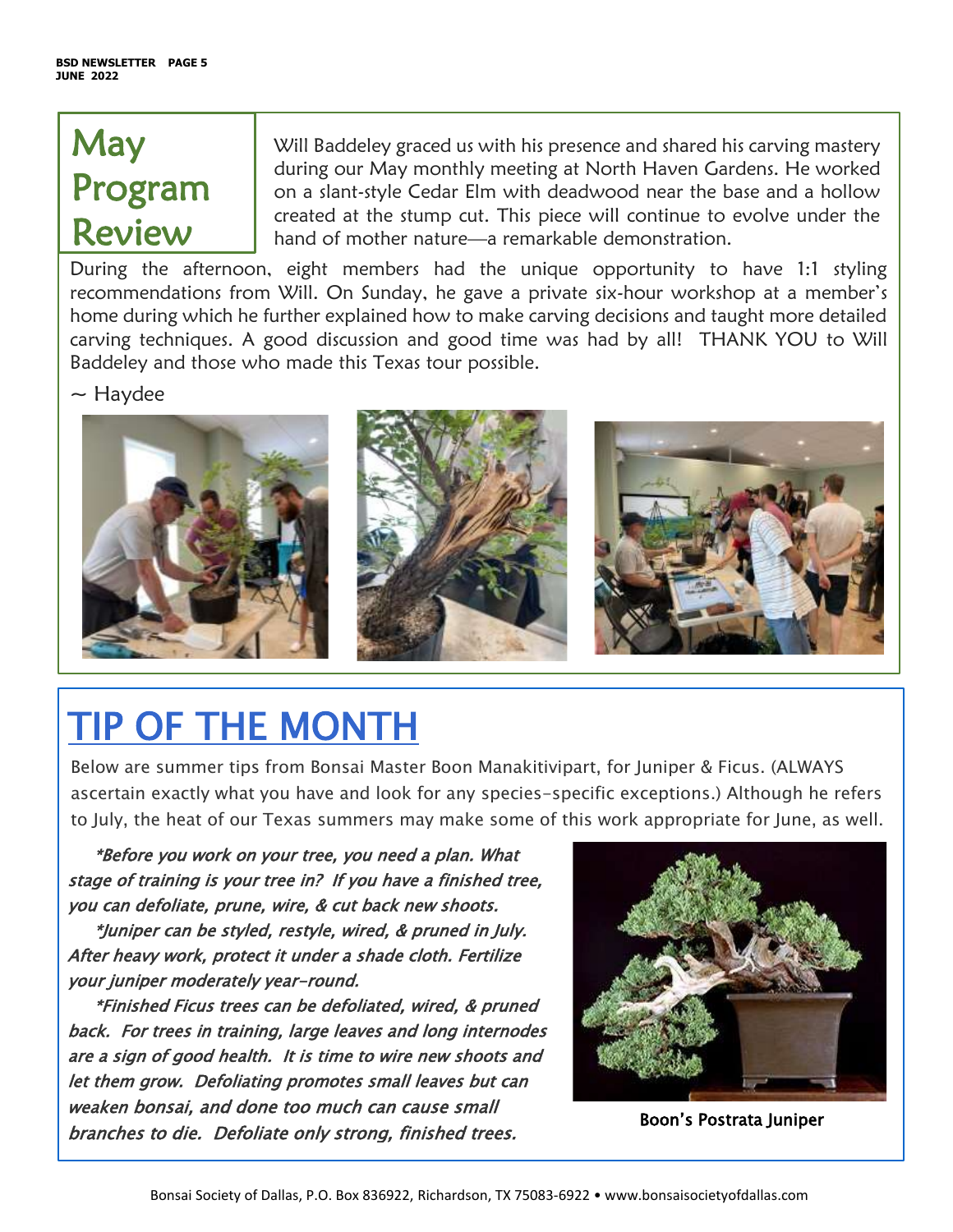# May Program Review

Will Baddeley graced us with his presence and shared his carving mastery during our May monthly meeting at North Haven Gardens. He worked on a slant-style Cedar Elm with deadwood near the base and a hollow created at the stump cut. This piece will continue to evolve under the hand of mother nature—a remarkable demonstration.

During the afternoon, eight members had the unique opportunity to have 1:1 styling recommendations from Will. On Sunday, he gave a private six-hour workshop at a member's home during which he further explained how to make carving decisions and taught more detailed carving techniques. A good discussion and good time was had by all! THANK YOU to Will Baddeley and those who made this Texas tour possible.

~ Haydee

# TIP OF THE MONTH

Below are summer tips from Bonsai Master Boon Manakitivipart, for Juniper & Ficus. (ALWAYS ascertain exactly what you have and look for any species-specific exceptions.) Although he refers to July, the heat of our Texas summers may make some of this work appropriate for June, as well.

*\*Before you work on your tree, you need a plan. What stage of training is your tree in? If you have a finished tree, you can defoliate, prune, wire, & cut back new shoots.*

*\*Juniper can be styled, restyle, wired, & pruned in July. After heavy work, protect it under a shade cloth. Fertilize your juniper moderately year-round.*

*\*Finished Ficus trees can be defoliated, wired, & pruned back. For trees in training, large leaves and long internodes are a sign of good health. It is time to wire new shoots and let them grow. Defoliating promotes small leaves but can weaken bonsai, and done too much can cause small branches to die. Defoliate only strong, finished trees.*

**Boon's Postrata Juniper**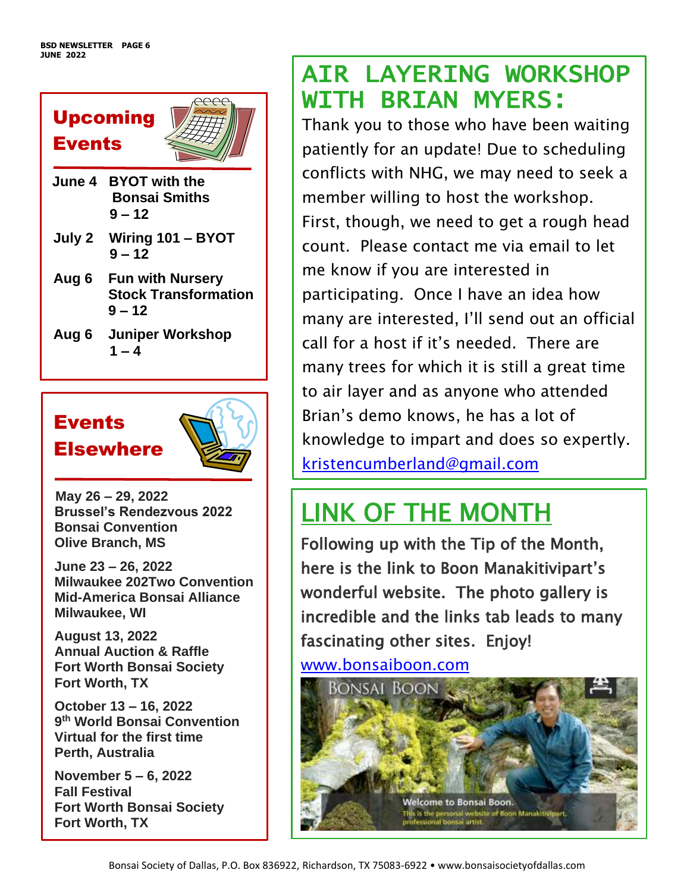## Upcoming Events

**June 4** BYOT with the Bonsai Smiths 9 – 12

**July 2** Wiring 101 – BYOT 9 – 12

**Aug 6** Fun with Nursery Stock Transformation 9 – 12

**Aug 6** Juniper Workshop 1 – 4

## Events Elsewhere

**May 26 – 29, 2022**
**Brussel's Rendezvous 2022 Bonsai Convention**
**Olive Branch, MS**

**June 23 – 26, 2022**
**Milwaukee 202Two Convention**
**Mid-America Bonsai Alliance**
**Milwaukee, WI**

**August 13, 2022**
**Annual Auction & Raffle**
**Fort Worth Bonsai Society**
**Fort Worth, TX**

**October 13 – 16, 2022**
**9th World Bonsai Convention**
**Virtual for the first time**
**Perth, Australia**

**November 5 – 6, 2022**
**Fall Festival**
**Fort Worth Bonsai Society**
**Fort Worth, TX**

## AIR LAYERING WORKSHOP WITH BRIAN MYERS:

Thank you to those who have been waiting patiently for an update! Due to scheduling conflicts with NHG, we may need to seek a member willing to host the workshop. First, though, we need to get a rough head count. Please contact me via email to let me know if you are interested in participating. Once I have an idea how many are interested, I'll send out an official call for a host if it's needed. There are many trees for which it is still a great time to air layer and as anyone who attended Brian's demo knows, he has a lot of knowledge to impart and does so expertly.

kristencumberland@gmail.com

## LINK OF THE MONTH

Following up with the Tip of the Month, here is the link to Boon Manakitivipart's wonderful website. The photo gallery is incredible and the links tab leads to many fascinating other sites. Enjoy!

www.bonsaiboon.com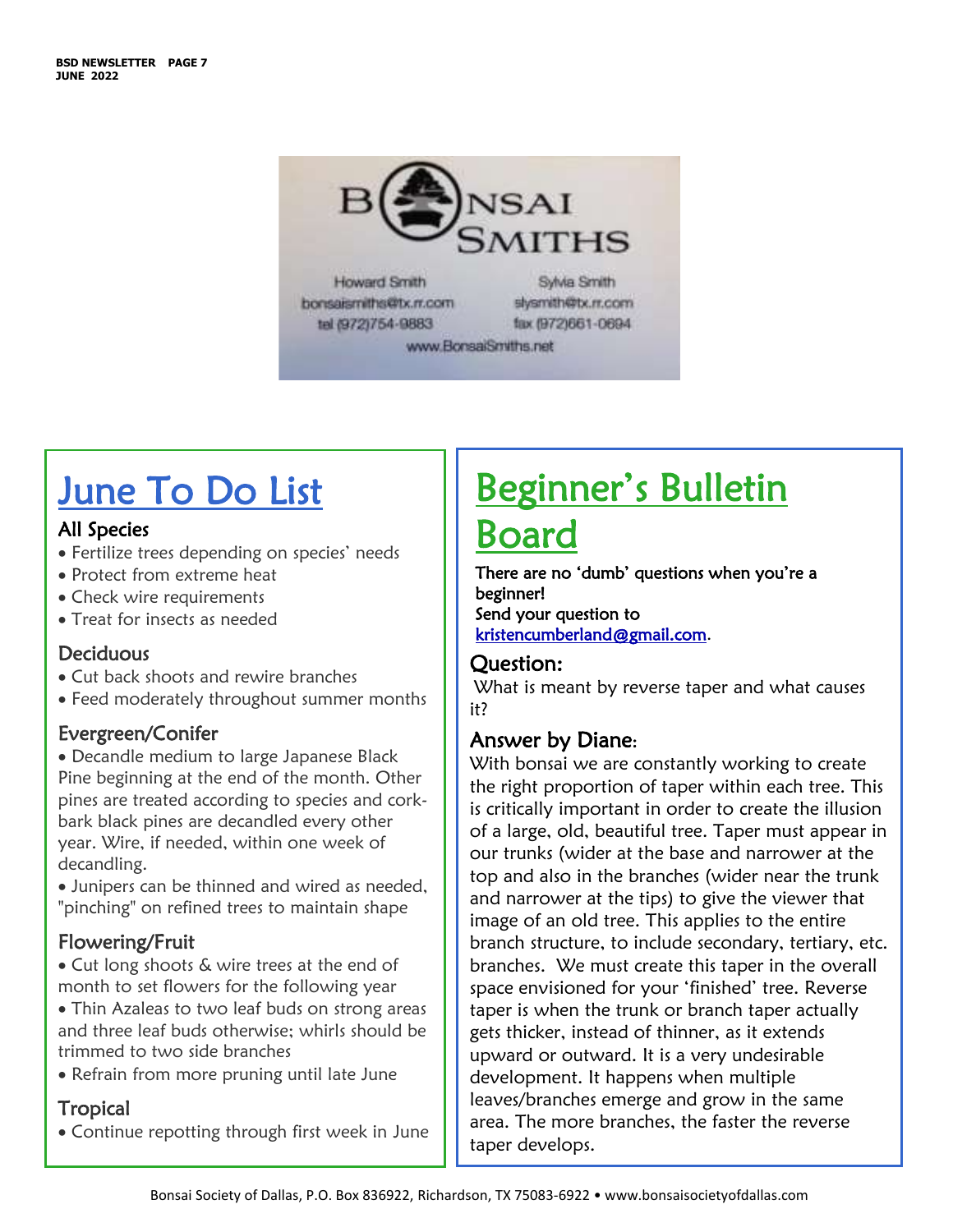BONSAI SMITHS

Howard Smith
bonsaismiths@tx.rr.com
tel (972)754-9883

Sylvia Smith
slysmith@tx.rr.com
fax (972)661-0694

www.BonsaiSmiths.net

# June To Do List

### All Species

- Fertilize trees depending on species' needs
- Protect from extreme heat
- Check wire requirements
- Treat for insects as needed

### Deciduous

- Cut back shoots and rewire branches
- Feed moderately throughout summer months

### Evergreen/Conifer

- Decandle medium to large Japanese Black Pine beginning at the end of the month. Other pines are treated according to species and cork-bark black pines are decandled every other year. Wire, if needed, within one week of decandling.
- Junipers can be thinned and wired as needed, "pinching" on refined trees to maintain shape

### Flowering/Fruit

- Cut long shoots & wire trees at the end of month to set flowers for the following year
- Thin Azaleas to two leaf buds on strong areas and three leaf buds otherwise; whirls should be trimmed to two side branches
- Refrain from more pruning until late June

### Tropical

- Continue repotting through first week in June

# Beginner's Bulletin Board

**There are no 'dumb' questions when you're a beginner!**
**Send your question to kristencumberland@gmail.com.**

### Question:

What is meant by reverse taper and what causes it?

### Answer by Diane:

With bonsai we are constantly working to create the right proportion of taper within each tree. This is critically important in order to create the illusion of a large, old, beautiful tree. Taper must appear in our trunks (wider at the base and narrower at the top and also in the branches (wider near the trunk and narrower at the tips) to give the viewer that image of an old tree. This applies to the entire branch structure, to include secondary, tertiary, etc. branches. We must create this taper in the overall space envisioned for your 'finished' tree. Reverse taper is when the trunk or branch taper actually gets thicker, instead of thinner, as it extends upward or outward. It is a very undesirable development. It happens when multiple leaves/branches emerge and grow in the same area. The more branches, the faster the reverse taper develops.

Bonsai Society of Dallas, P.O. Box 836922, Richardson, TX 75083-6922 • www.bonsaisocietyofdallas.com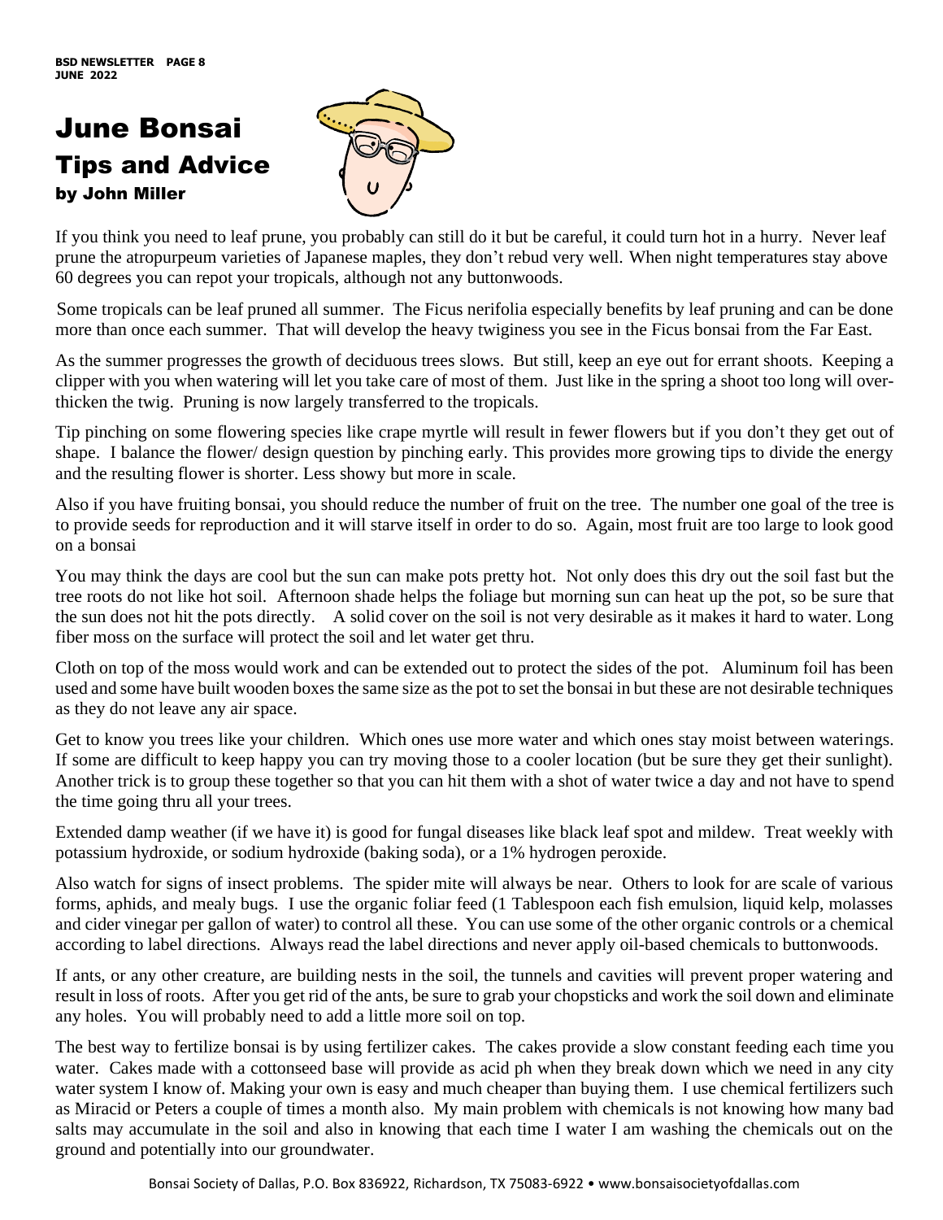# June Bonsai

## Tips and Advice

### by John Miller

If you think you need to leaf prune, you probably can still do it but be careful, it could turn hot in a hurry. Never leaf prune the atropurpeum varieties of Japanese maples, they don't rebud very well. When night temperatures stay above 60 degrees you can repot your tropicals, although not any buttonwoods.

Some tropicals can be leaf pruned all summer. The Ficus nerifolia especially benefits by leaf pruning and can be done more than once each summer. That will develop the heavy twiginess you see in the Ficus bonsai from the Far East.

As the summer progresses the growth of deciduous trees slows. But still, keep an eye out for errant shoots. Keeping a clipper with you when watering will let you take care of most of them. Just like in the spring a shoot too long will over-thicken the twig. Pruning is now largely transferred to the tropicals.

Tip pinching on some flowering species like crape myrtle will result in fewer flowers but if you don't they get out of shape. I balance the flower/ design question by pinching early. This provides more growing tips to divide the energy and the resulting flower is shorter. Less showy but more in scale.

Also if you have fruiting bonsai, you should reduce the number of fruit on the tree. The number one goal of the tree is to provide seeds for reproduction and it will starve itself in order to do so. Again, most fruit are too large to look good on a bonsai

You may think the days are cool but the sun can make pots pretty hot. Not only does this dry out the soil fast but the tree roots do not like hot soil. Afternoon shade helps the foliage but morning sun can heat up the pot, so be sure that the sun does not hit the pots directly. A solid cover on the soil is not very desirable as it makes it hard to water. Long fiber moss on the surface will protect the soil and let water get thru.

Cloth on top of the moss would work and can be extended out to protect the sides of the pot. Aluminum foil has been used and some have built wooden boxes the same size as the pot to set the bonsai in but these are not desirable techniques as they do not leave any air space.

Get to know you trees like your children. Which ones use more water and which ones stay moist between waterings. If some are difficult to keep happy you can try moving those to a cooler location (but be sure they get their sunlight). Another trick is to group these together so that you can hit them with a shot of water twice a day and not have to spend the time going thru all your trees.

Extended damp weather (if we have it) is good for fungal diseases like black leaf spot and mildew. Treat weekly with potassium hydroxide, or sodium hydroxide (baking soda), or a 1% hydrogen peroxide.

Also watch for signs of insect problems. The spider mite will always be near. Others to look for are scale of various forms, aphids, and mealy bugs. I use the organic foliar feed (1 Tablespoon each fish emulsion, liquid kelp, molasses and cider vinegar per gallon of water) to control all these. You can use some of the other organic controls or a chemical according to label directions. Always read the label directions and never apply oil-based chemicals to buttonwoods.

If ants, or any other creature, are building nests in the soil, the tunnels and cavities will prevent proper watering and result in loss of roots. After you get rid of the ants, be sure to grab your chopsticks and work the soil down and eliminate any holes. You will probably need to add a little more soil on top.

The best way to fertilize bonsai is by using fertilizer cakes. The cakes provide a slow constant feeding each time you water. Cakes made with a cottonseed base will provide as acid ph when they break down which we need in any city water system I know of. Making your own is easy and much cheaper than buying them. I use chemical fertilizers such as Miracid or Peters a couple of times a month also. My main problem with chemicals is not knowing how many bad salts may accumulate in the soil and also in knowing that each time I water I am washing the chemicals out on the ground and potentially into our groundwater.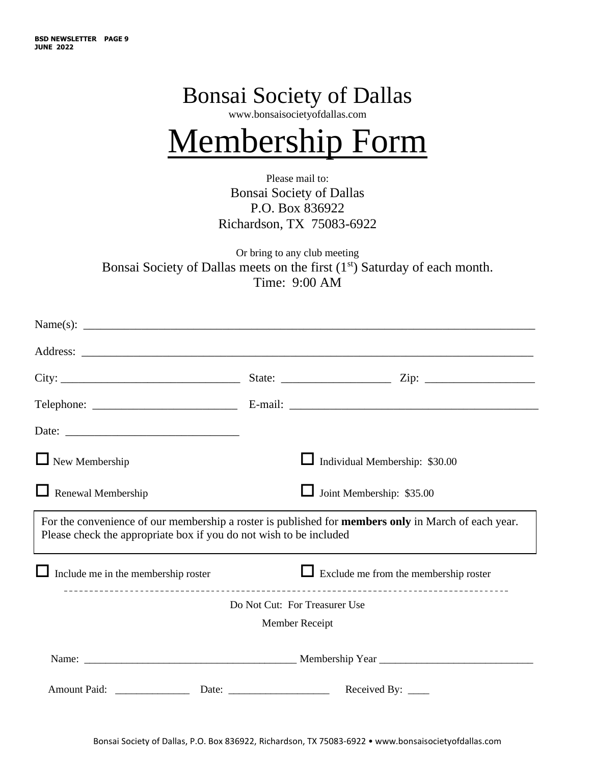# Bonsai Society of Dallas

www.bonsaisocietyofdallas.com

# Membership Form

Please mail to:
Bonsai Society of Dallas
P.O. Box 836922
Richardson, TX 75083-6922

Or bring to any club meeting
Bonsai Society of Dallas meets on the first (1st) Saturday of each month.
Time: 9:00 AM

Name(s): ____________________________________________________________________________

Address: ____________________________________________________________________________

City: ______________________________ State: __________________ Zip: __________________

Telephone: _______________________ E-mail: ________________________________________

Date: ____________________________

☐ New Membership ☐ Individual Membership: $30.00

☐ Renewal Membership ☐ Joint Membership: $35.00

For the convenience of our membership a roster is published for **members only** in March of each year. Please check the appropriate box if you do not wish to be included

☐ Include me in the membership roster ☐ Exclude me from the membership roster

---

Do Not Cut: For Treasurer Use

Member Receipt

Name: ______________________________________ Membership Year ___________________________

Amount Paid: _____________ Date: __________________ Received By: ____

Bonsai Society of Dallas, P.O. Box 836922, Richardson, TX 75083-6922 • www.bonsaisocietyofdallas.com